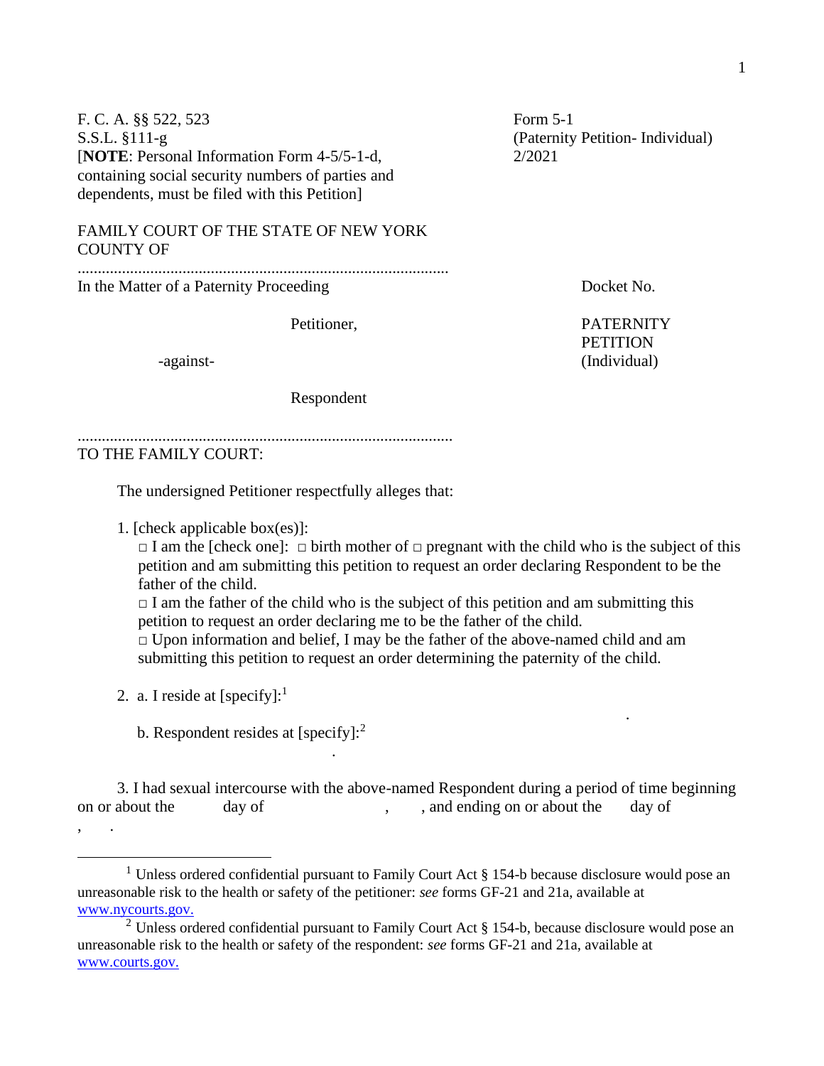F. C. A. §§ 522, 523
S.S.L. §111-g
[**NOTE**: Personal Information Form 4-5/5-1-d, containing social security numbers of parties and dependents, must be filed with this Petition]

Form 5-1
(Paternity Petition- Individual)
2/2021

FAMILY COURT OF THE STATE OF NEW YORK
COUNTY OF

..........................................................................................

In the Matter of a Paternity Proceeding

Petitioner,

-against-

Respondent

..........................................................................................

Docket No.

PATERNITY PETITION (Individual)

TO THE FAMILY COURT:

The undersigned Petitioner respectfully alleges that:

1. [check applicable box(es)]:
   □ I am the [check one]: □ birth mother of □ pregnant with the child who is the subject of this petition and am submitting this petition to request an order declaring Respondent to be the father of the child.
   □ I am the father of the child who is the subject of this petition and am submitting this petition to request an order declaring me to be the father of the child.
   □ Upon information and belief, I may be the father of the above-named child and am submitting this petition to request an order determining the paternity of the child.

2. a. I reside at [specify]:[1]

   .

   b. Respondent resides at [specify]:[2]

   .

3. I had sexual intercourse with the above-named Respondent during a period of time beginning on or about the day of , , and ending on or about the day of , .

---

[1] Unless ordered confidential pursuant to Family Court Act § 154-b because disclosure would pose an unreasonable risk to the health or safety of the petitioner: *see* forms GF-21 and 21a, available at www.nycourts.gov.

[2] Unless ordered confidential pursuant to Family Court Act § 154-b, because disclosure would pose an unreasonable risk to the health or safety of the respondent: *see* forms GF-21 and 21a, available at www.courts.gov.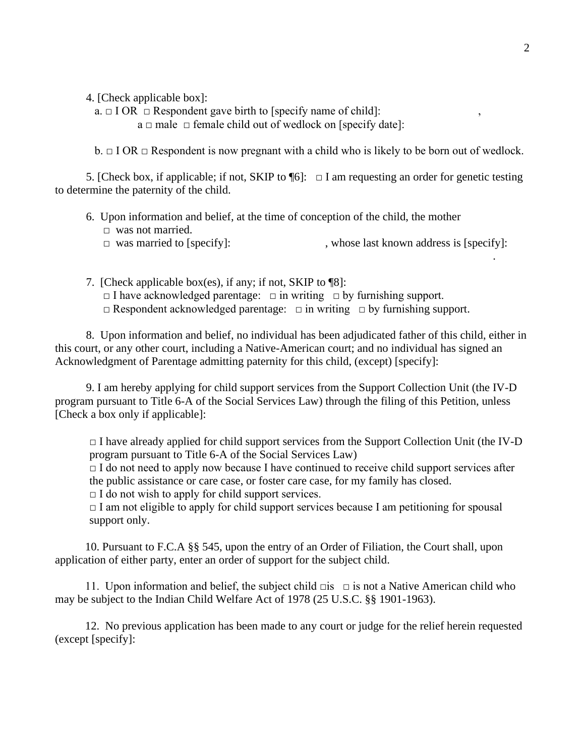4. [Check applicable box]:

a. □ I OR □ Respondent gave birth to [specify name of child]: ,
a □ male □ female child out of wedlock on [specify date]:

b. □ I OR □ Respondent is now pregnant with a child who is likely to be born out of wedlock.

5. [Check box, if applicable; if not, SKIP to ¶6]: □ I am requesting an order for genetic testing to determine the paternity of the child.

6. Upon information and belief, at the time of conception of the child, the mother

□ was not married.
□ was married to [specify]: , whose last known address is [specify]:
.

7. [Check applicable box(es), if any; if not, SKIP to ¶8]:

□ I have acknowledged parentage: □ in writing □ by furnishing support.
□ Respondent acknowledged parentage: □ in writing □ by furnishing support.

8. Upon information and belief, no individual has been adjudicated father of this child, either in this court, or any other court, including a Native-American court; and no individual has signed an Acknowledgment of Parentage admitting paternity for this child, (except) [specify]:

9. I am hereby applying for child support services from the Support Collection Unit (the IV-D program pursuant to Title 6-A of the Social Services Law) through the filing of this Petition, unless [Check a box only if applicable]:

□ I have already applied for child support services from the Support Collection Unit (the IV-D program pursuant to Title 6-A of the Social Services Law)
□ I do not need to apply now because I have continued to receive child support services after the public assistance or care case, or foster care case, for my family has closed.
□ I do not wish to apply for child support services.
□ I am not eligible to apply for child support services because I am petitioning for spousal support only.

10. Pursuant to F.C.A §§ 545, upon the entry of an Order of Filiation, the Court shall, upon application of either party, enter an order of support for the subject child.

11. Upon information and belief, the subject child □is □ is not a Native American child who may be subject to the Indian Child Welfare Act of 1978 (25 U.S.C. §§ 1901-1963).

12. No previous application has been made to any court or judge for the relief herein requested (except [specify]: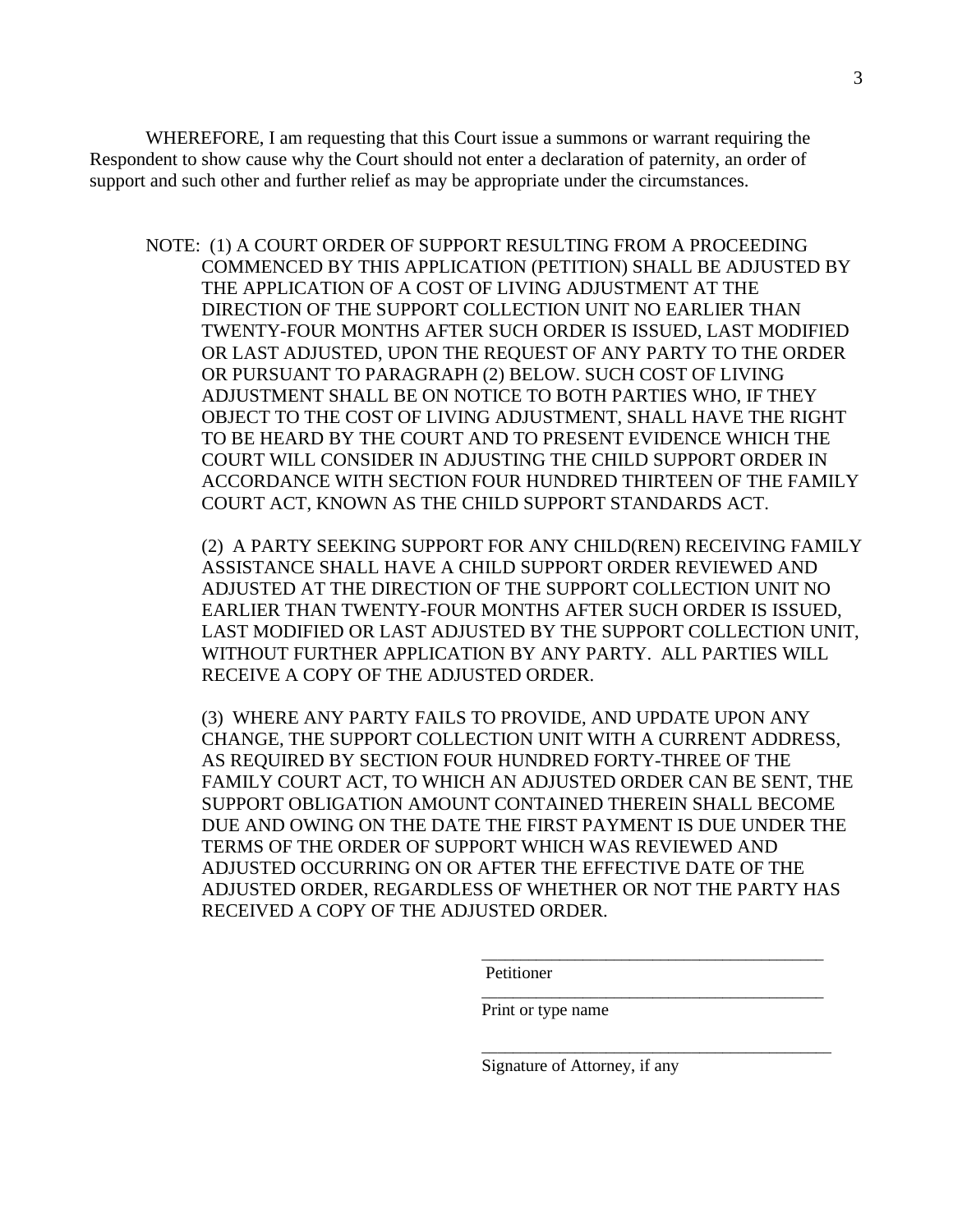WHEREFORE, I am requesting that this Court issue a summons or warrant requiring the Respondent to show cause why the Court should not enter a declaration of paternity, an order of support and such other and further relief as may be appropriate under the circumstances.

NOTE: (1) A COURT ORDER OF SUPPORT RESULTING FROM A PROCEEDING COMMENCED BY THIS APPLICATION (PETITION) SHALL BE ADJUSTED BY THE APPLICATION OF A COST OF LIVING ADJUSTMENT AT THE DIRECTION OF THE SUPPORT COLLECTION UNIT NO EARLIER THAN TWENTY-FOUR MONTHS AFTER SUCH ORDER IS ISSUED, LAST MODIFIED OR LAST ADJUSTED, UPON THE REQUEST OF ANY PARTY TO THE ORDER OR PURSUANT TO PARAGRAPH (2) BELOW. SUCH COST OF LIVING ADJUSTMENT SHALL BE ON NOTICE TO BOTH PARTIES WHO, IF THEY OBJECT TO THE COST OF LIVING ADJUSTMENT, SHALL HAVE THE RIGHT TO BE HEARD BY THE COURT AND TO PRESENT EVIDENCE WHICH THE COURT WILL CONSIDER IN ADJUSTING THE CHILD SUPPORT ORDER IN ACCORDANCE WITH SECTION FOUR HUNDRED THIRTEEN OF THE FAMILY COURT ACT, KNOWN AS THE CHILD SUPPORT STANDARDS ACT.

(2) A PARTY SEEKING SUPPORT FOR ANY CHILD(REN) RECEIVING FAMILY ASSISTANCE SHALL HAVE A CHILD SUPPORT ORDER REVIEWED AND ADJUSTED AT THE DIRECTION OF THE SUPPORT COLLECTION UNIT NO EARLIER THAN TWENTY-FOUR MONTHS AFTER SUCH ORDER IS ISSUED, LAST MODIFIED OR LAST ADJUSTED BY THE SUPPORT COLLECTION UNIT, WITHOUT FURTHER APPLICATION BY ANY PARTY. ALL PARTIES WILL RECEIVE A COPY OF THE ADJUSTED ORDER.

(3) WHERE ANY PARTY FAILS TO PROVIDE, AND UPDATE UPON ANY CHANGE, THE SUPPORT COLLECTION UNIT WITH A CURRENT ADDRESS, AS REQUIRED BY SECTION FOUR HUNDRED FORTY-THREE OF THE FAMILY COURT ACT, TO WHICH AN ADJUSTED ORDER CAN BE SENT, THE SUPPORT OBLIGATION AMOUNT CONTAINED THEREIN SHALL BECOME DUE AND OWING ON THE DATE THE FIRST PAYMENT IS DUE UNDER THE TERMS OF THE ORDER OF SUPPORT WHICH WAS REVIEWED AND ADJUSTED OCCURRING ON OR AFTER THE EFFECTIVE DATE OF THE ADJUSTED ORDER, REGARDLESS OF WHETHER OR NOT THE PARTY HAS RECEIVED A COPY OF THE ADJUSTED ORDER.

\_\_\_\_\_\_\_\_\_\_\_\_\_\_\_\_\_\_\_\_\_\_\_\_\_\_\_\_\_\_\_\_\_\_\_\_\_\_\_\_
Petitioner

\_\_\_\_\_\_\_\_\_\_\_\_\_\_\_\_\_\_\_\_\_\_\_\_\_\_\_\_\_\_\_\_\_\_\_\_\_\_\_\_
Print or type name

\_\_\_\_\_\_\_\_\_\_\_\_\_\_\_\_\_\_\_\_\_\_\_\_\_\_\_\_\_\_\_\_\_\_\_\_\_\_\_\_
Signature of Attorney, if any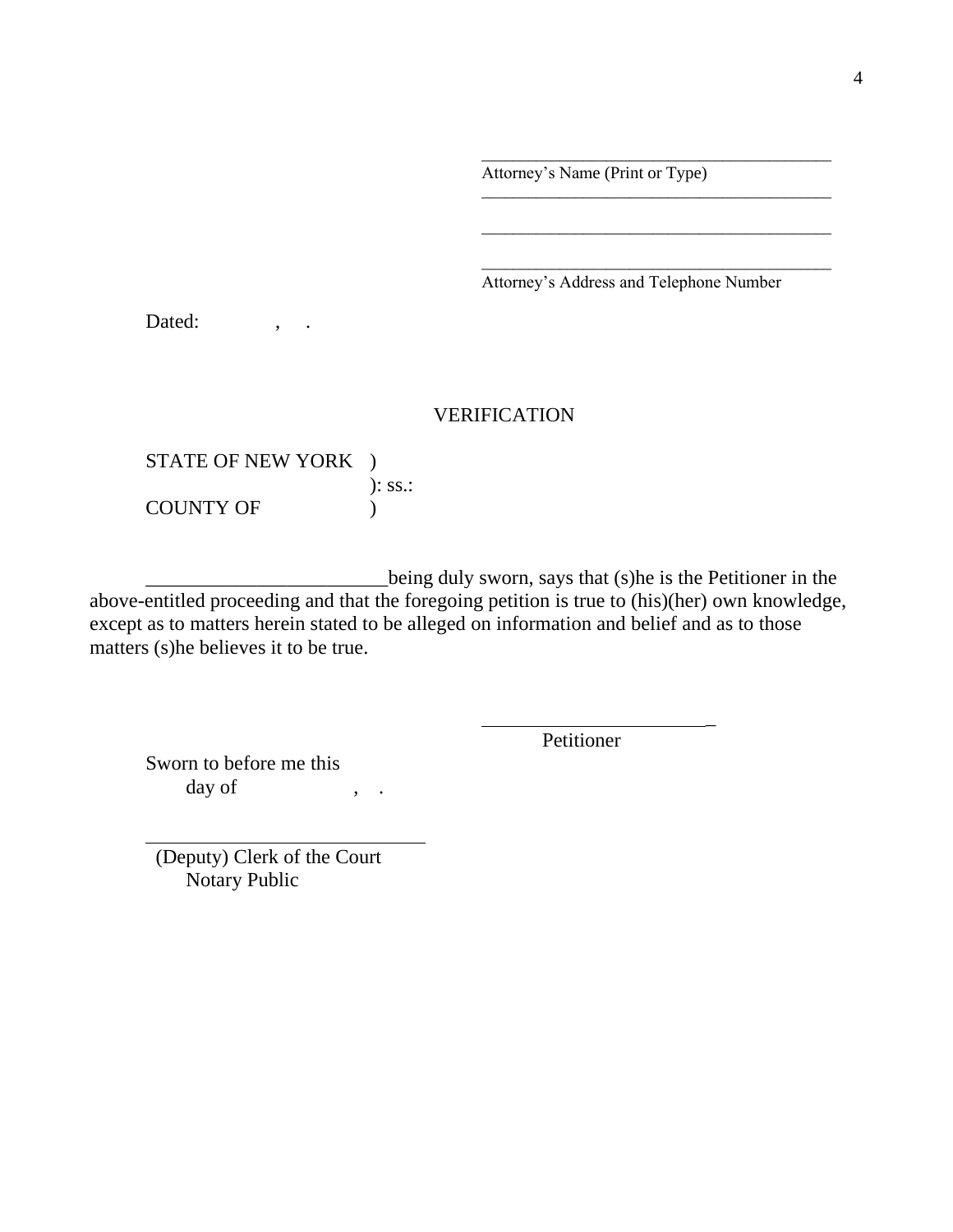\_\_\_\_\_\_\_\_\_\_\_\_\_\_\_\_\_\_\_\_\_\_\_\_\_\_\_\_\_\_\_\_\_\_\_\_\_\_\_\_
Attorney's Name (Print or Type)

\_\_\_\_\_\_\_\_\_\_\_\_\_\_\_\_\_\_\_\_\_\_\_\_\_\_\_\_\_\_\_\_\_\_\_\_\_\_\_\_

\_\_\_\_\_\_\_\_\_\_\_\_\_\_\_\_\_\_\_\_\_\_\_\_\_\_\_\_\_\_\_\_\_\_\_\_\_\_\_\_

\_\_\_\_\_\_\_\_\_\_\_\_\_\_\_\_\_\_\_\_\_\_\_\_\_\_\_\_\_\_\_\_\_\_\_\_\_\_\_\_
Attorney's Address and Telephone Number

Dated: , .

## VERIFICATION

STATE OF NEW YORK )
): ss.:
COUNTY OF )

________________________being duly sworn, says that (s)he is the Petitioner in the above-entitled proceeding and that the foregoing petition is true to (his)(her) own knowledge, except as to matters herein stated to be alleged on information and belief and as to those matters (s)he believes it to be true.

\_\_\_\_\_\_\_\_\_\_\_\_\_\_\_\_\_\_\_\_\_\_\_\_
Petitioner

Sworn to before me this
day of , .

\_\_\_\_\_\_\_\_\_\_\_\_\_\_\_\_\_\_\_\_\_\_\_\_\_\_\_\_\_\_\_\_
(Deputy) Clerk of the Court
Notary Public